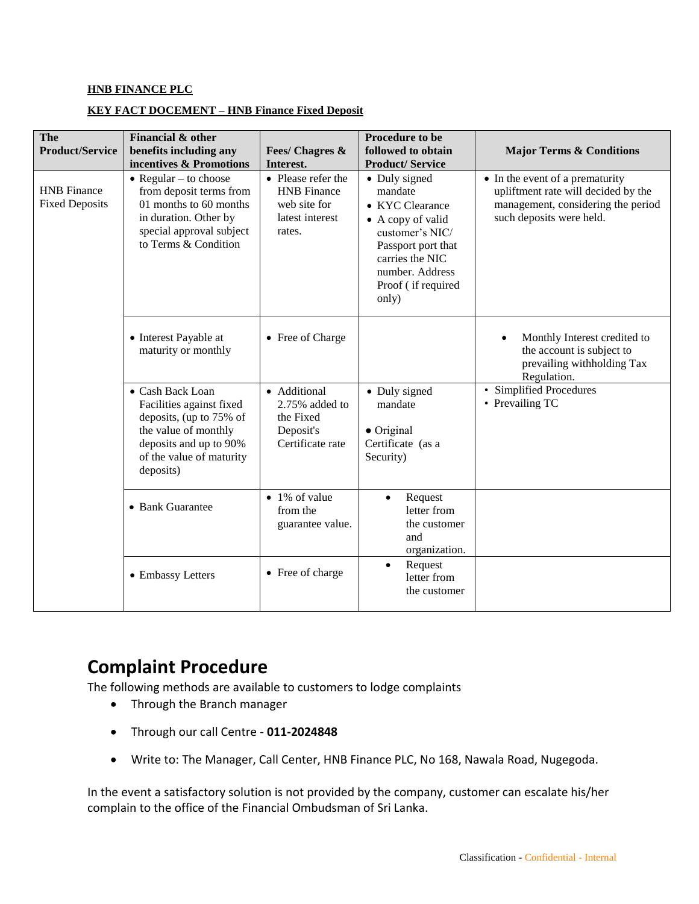**HNB FINANCE PLC**

**KEY FACT DOCEMENT – HNB Finance Fixed Deposit**

| The Product/Service | Financial & other benefits including any incentives & Promotions | Fees/ Chagres & Interest. | Procedure to be followed to obtain Product/ Service | Major Terms & Conditions |
|---|---|---|---|---|
| HNB Finance Fixed Deposits | • Regular – to choose from deposit terms from 01 months to 60 months in duration. Other by special approval subject to Terms & Condition | • Please refer the HNB Finance web site for latest interest rates. | • Duly signed mandate<br>• KYC Clearance<br>• A copy of valid customer's NIC/ Passport port that carries the NIC number. Address Proof ( if required only) | • In the event of a prematurity upliftment rate will decided by the management, considering the period such deposits were held. |
| | • Interest Payable at maturity or monthly | • Free of Charge | | • Monthly Interest credited to the account is subject to prevailing withholding Tax Regulation. |
| | • Cash Back Loan Facilities against fixed deposits, (up to 75% of the value of monthly deposits and up to 90% of the value of maturity deposits) | • Additional 2.75% added to the Fixed Deposit's Certificate rate | • Duly signed mandate<br><br>• Original Certificate (as a Security) | • Simplified Procedures<br>• Prevailing TC |
| | • Bank Guarantee | • 1% of value from the guarantee value. | • Request letter from the customer and organization. | |
| | • Embassy Letters | • Free of charge | • Request letter from the customer | |

# Complaint Procedure

The following methods are available to customers to lodge complaints

- Through the Branch manager
- Through our call Centre - **011-2024848**
- Write to: The Manager, Call Center, HNB Finance PLC, No 168, Nawala Road, Nugegoda.

In the event a satisfactory solution is not provided by the company, customer can escalate his/her complain to the office of the Financial Ombudsman of Sri Lanka.

Classification - Confidential - Internal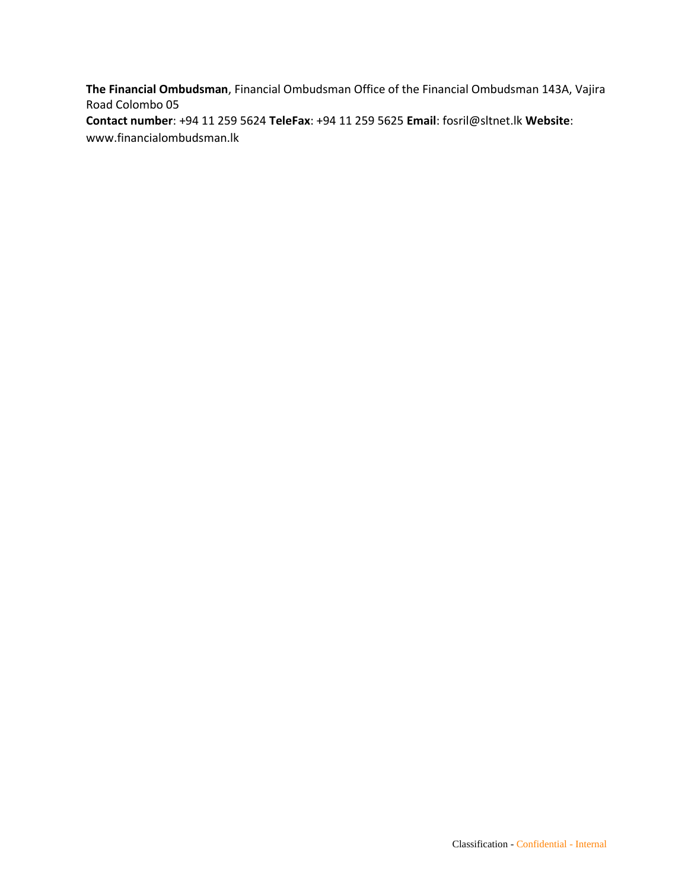**The Financial Ombudsman**, Financial Ombudsman Office of the Financial Ombudsman 143A, Vajira Road Colombo 05

**Contact number**: +94 11 259 5624 **TeleFax**: +94 11 259 5625 **Email**: fosril@sltnet.lk **Website**: www.financialombudsman.lk